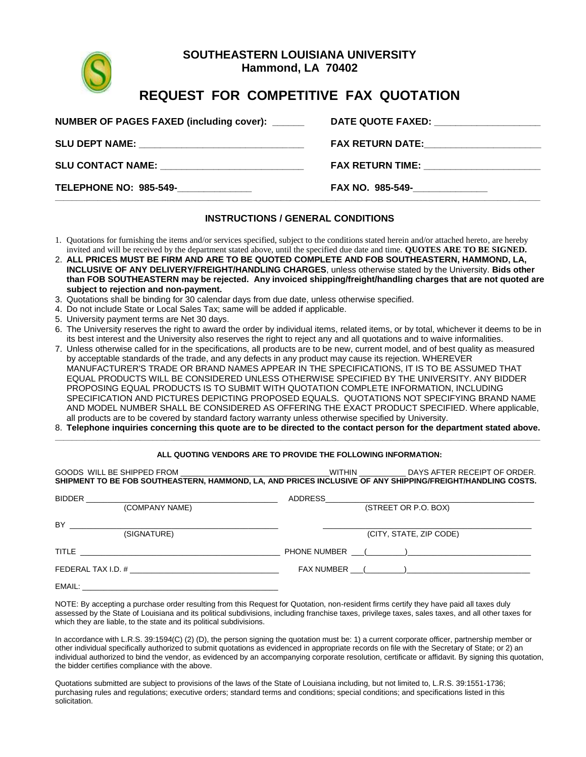# SOUTHEASTERN LOUISIANA UNIVERSITY
**Hammond, LA 70402**

# REQUEST FOR COMPETITIVE FAX QUOTATION

**NUMBER OF PAGES FAXED (including cover):** ______ **DATE QUOTE FAXED:** ____________________

**SLU DEPT NAME:** ______________________________ **FAX RETURN DATE:** ______________________

**SLU CONTACT NAME:** __________________________ **FAX RETURN TIME:** ______________________

**TELEPHONE NO: 985-549-**______________ **FAX NO. 985-549-**______________

## INSTRUCTIONS / GENERAL CONDITIONS

1. Quotations for furnishing the items and/or services specified, subject to the conditions stated herein and/or attached hereto, are hereby invited and will be received by the department stated above, until the specified due date and time. **QUOTES ARE TO BE SIGNED.**
2. **ALL PRICES MUST BE FIRM AND ARE TO BE QUOTED COMPLETE AND FOB SOUTHEASTERN, HAMMOND, LA, INCLUSIVE OF ANY DELIVERY/FREIGHT/HANDLING CHARGES**, unless otherwise stated by the University. **Bids other than FOB SOUTHEASTERN may be rejected. Any invoiced shipping/freight/handling charges that are not quoted are subject to rejection and non-payment.**
3. Quotations shall be binding for 30 calendar days from due date, unless otherwise specified.
4. Do not include State or Local Sales Tax; same will be added if applicable.
5. University payment terms are Net 30 days.
6. The University reserves the right to award the order by individual items, related items, or by total, whichever it deems to be in its best interest and the University also reserves the right to reject any and all quotations and to waive informalities.
7. Unless otherwise called for in the specifications, all products are to be new, current model, and of best quality as measured by acceptable standards of the trade, and any defects in any product may cause its rejection. WHEREVER MANUFACTURER'S TRADE OR BRAND NAMES APPEAR IN THE SPECIFICATIONS, IT IS TO BE ASSUMED THAT EQUAL PRODUCTS WILL BE CONSIDERED UNLESS OTHERWISE SPECIFIED BY THE UNIVERSITY. ANY BIDDER PROPOSING EQUAL PRODUCTS IS TO SUBMIT WITH QUOTATION COMPLETE INFORMATION, INCLUDING SPECIFICATION AND PICTURES DEPICTING PROPOSED EQUALS. QUOTATIONS NOT SPECIFYING BRAND NAME AND MODEL NUMBER SHALL BE CONSIDERED AS OFFERING THE EXACT PRODUCT SPECIFIED. Where applicable, all products are to be covered by standard factory warranty unless otherwise specified by University.
8. **Telephone inquiries concerning this quote are to be directed to the contact person for the department stated above.**

**ALL QUOTING VENDORS ARE TO PROVIDE THE FOLLOWING INFORMATION:**

GOODS WILL BE SHIPPED FROM ________________________________WITHIN __________ DAYS AFTER RECEIPT OF ORDER.
**SHIPMENT TO BE FOB SOUTHEASTERN, HAMMOND, LA, AND PRICES INCLUSIVE OF ANY SHIPPING/FREIGHT/HANDLING COSTS.**

BIDDER ________________________________________ (COMPANY NAME)

ADDRESS________________________________________ (STREET OR P.O. BOX)

BY ________________________________________ (SIGNATURE)

________________________________________ (CITY, STATE, ZIP CODE)

TITLE ________________________________________

PHONE NUMBER ___(________)___________________________

FEDERAL TAX I.D. # _________________________________

FAX NUMBER ___(________)___________________________

EMAIL: ________________________________________

NOTE: By accepting a purchase order resulting from this Request for Quotation, non-resident firms certify they have paid all taxes duly assessed by the State of Louisiana and its political subdivisions, including franchise taxes, privilege taxes, sales taxes, and all other taxes for which they are liable, to the state and its political subdivisions.

In accordance with L.R.S. 39:1594(C) (2) (D), the person signing the quotation must be: 1) a current corporate officer, partnership member or other individual specifically authorized to submit quotations as evidenced in appropriate records on file with the Secretary of State; or 2) an individual authorized to bind the vendor, as evidenced by an accompanying corporate resolution, certificate or affidavit. By signing this quotation, the bidder certifies compliance with the above.

Quotations submitted are subject to provisions of the laws of the State of Louisiana including, but not limited to, L.R.S. 39:1551-1736; purchasing rules and regulations; executive orders; standard terms and conditions; special conditions; and specifications listed in this solicitation.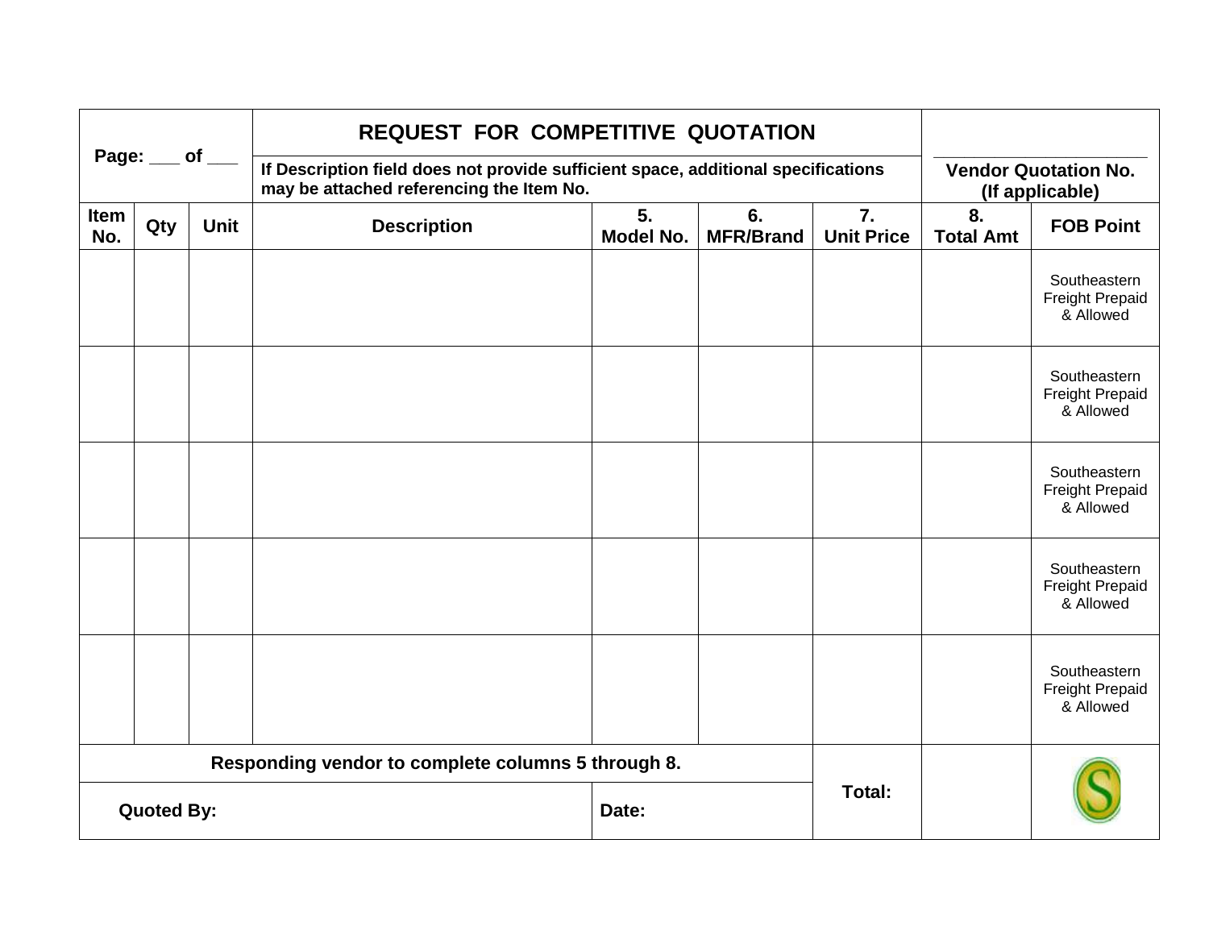Page: ___ of ___

# REQUEST FOR COMPETITIVE QUOTATION

**If Description field does not provide sufficient space, additional specifications may be attached referencing the Item No.**

______________________
**Vendor Quotation No. (If applicable)**

| Item No. | Qty | Unit | Description | 5. Model No. | 6. MFR/Brand | 7. Unit Price | 8. Total Amt | FOB Point |
|---|---|---|---|---|---|---|---|---|
| | | | | | | | | Southeastern Freight Prepaid & Allowed |
| | | | | | | | | Southeastern Freight Prepaid & Allowed |
| | | | | | | | | Southeastern Freight Prepaid & Allowed |
| | | | | | | | | Southeastern Freight Prepaid & Allowed |
| | | | | | | | | Southeastern Freight Prepaid & Allowed |

**Responding vendor to complete columns 5 through 8.**

**Quoted By:** **Date:** **Total:**